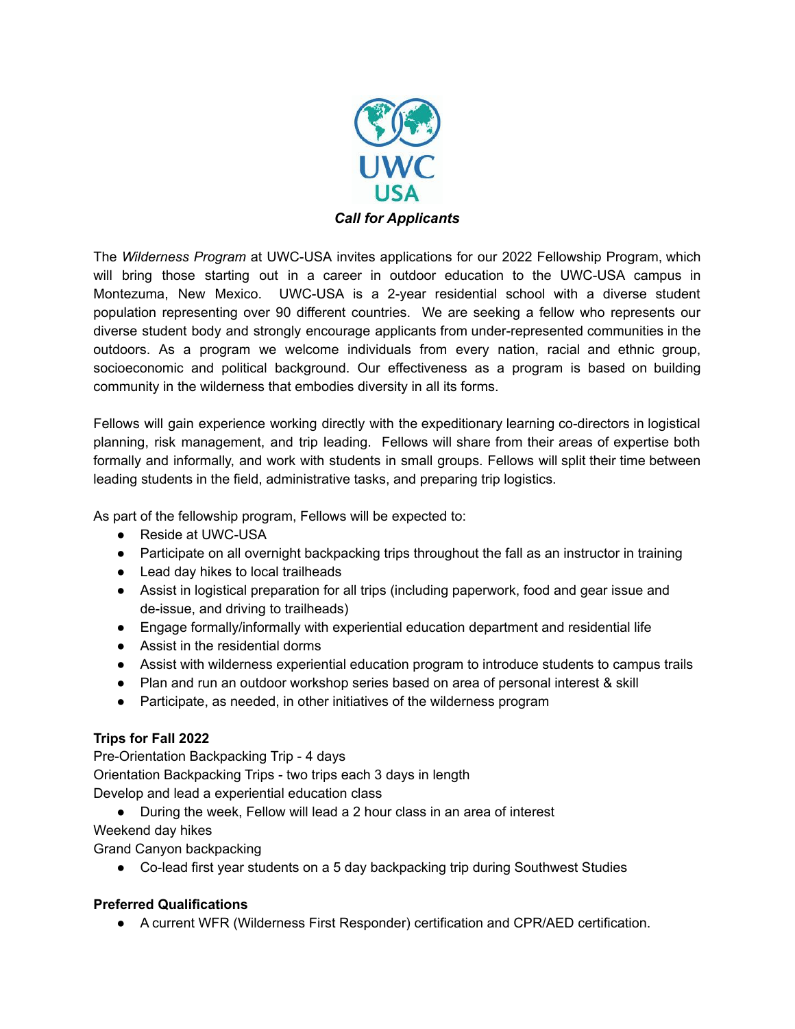UWC USA

***Call for Applicants***

The *Wilderness Program* at UWC-USA invites applications for our 2022 Fellowship Program, which will bring those starting out in a career in outdoor education to the UWC-USA campus in Montezuma, New Mexico. UWC-USA is a 2-year residential school with a diverse student population representing over 90 different countries. We are seeking a fellow who represents our diverse student body and strongly encourage applicants from under-represented communities in the outdoors. As a program we welcome individuals from every nation, racial and ethnic group, socioeconomic and political background. Our effectiveness as a program is based on building community in the wilderness that embodies diversity in all its forms.

Fellows will gain experience working directly with the expeditionary learning co-directors in logistical planning, risk management, and trip leading. Fellows will share from their areas of expertise both formally and informally, and work with students in small groups. Fellows will split their time between leading students in the field, administrative tasks, and preparing trip logistics.

As part of the fellowship program, Fellows will be expected to:

- Reside at UWC-USA
- Participate on all overnight backpacking trips throughout the fall as an instructor in training
- Lead day hikes to local trailheads
- Assist in logistical preparation for all trips (including paperwork, food and gear issue and de-issue, and driving to trailheads)
- Engage formally/informally with experiential education department and residential life
- Assist in the residential dorms
- Assist with wilderness experiential education program to introduce students to campus trails
- Plan and run an outdoor workshop series based on area of personal interest & skill
- Participate, as needed, in other initiatives of the wilderness program

**Trips for Fall 2022**

Pre-Orientation Backpacking Trip - 4 days

Orientation Backpacking Trips - two trips each 3 days in length

Develop and lead a experiential education class

- During the week, Fellow will lead a 2 hour class in an area of interest

Weekend day hikes

Grand Canyon backpacking

- Co-lead first year students on a 5 day backpacking trip during Southwest Studies

**Preferred Qualifications**

- A current WFR (Wilderness First Responder) certification and CPR/AED certification.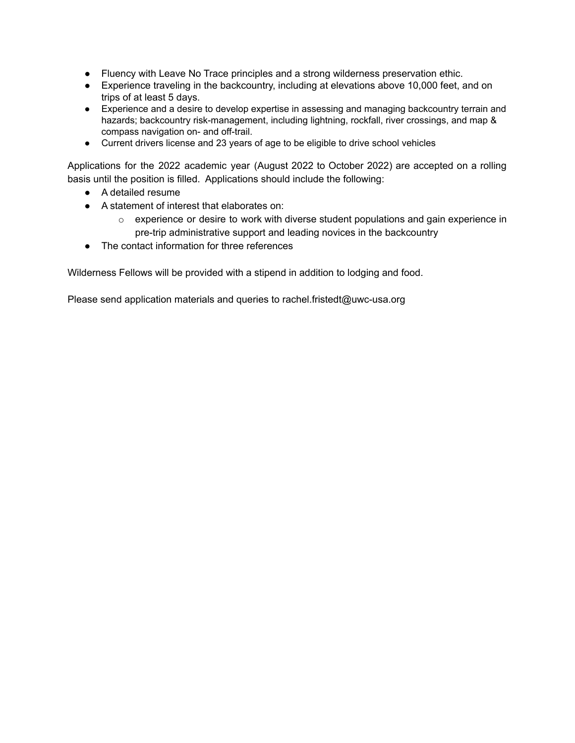- Fluency with Leave No Trace principles and a strong wilderness preservation ethic.
- Experience traveling in the backcountry, including at elevations above 10,000 feet, and on trips of at least 5 days.
- Experience and a desire to develop expertise in assessing and managing backcountry terrain and hazards; backcountry risk-management, including lightning, rockfall, river crossings, and map & compass navigation on- and off-trail.
- Current drivers license and 23 years of age to be eligible to drive school vehicles

Applications for the 2022 academic year (August 2022 to October 2022) are accepted on a rolling basis until the position is filled. Applications should include the following:

- A detailed resume
- A statement of interest that elaborates on:
  - experience or desire to work with diverse student populations and gain experience in pre-trip administrative support and leading novices in the backcountry
- The contact information for three references

Wilderness Fellows will be provided with a stipend in addition to lodging and food.

Please send application materials and queries to rachel.fristedt@uwc-usa.org